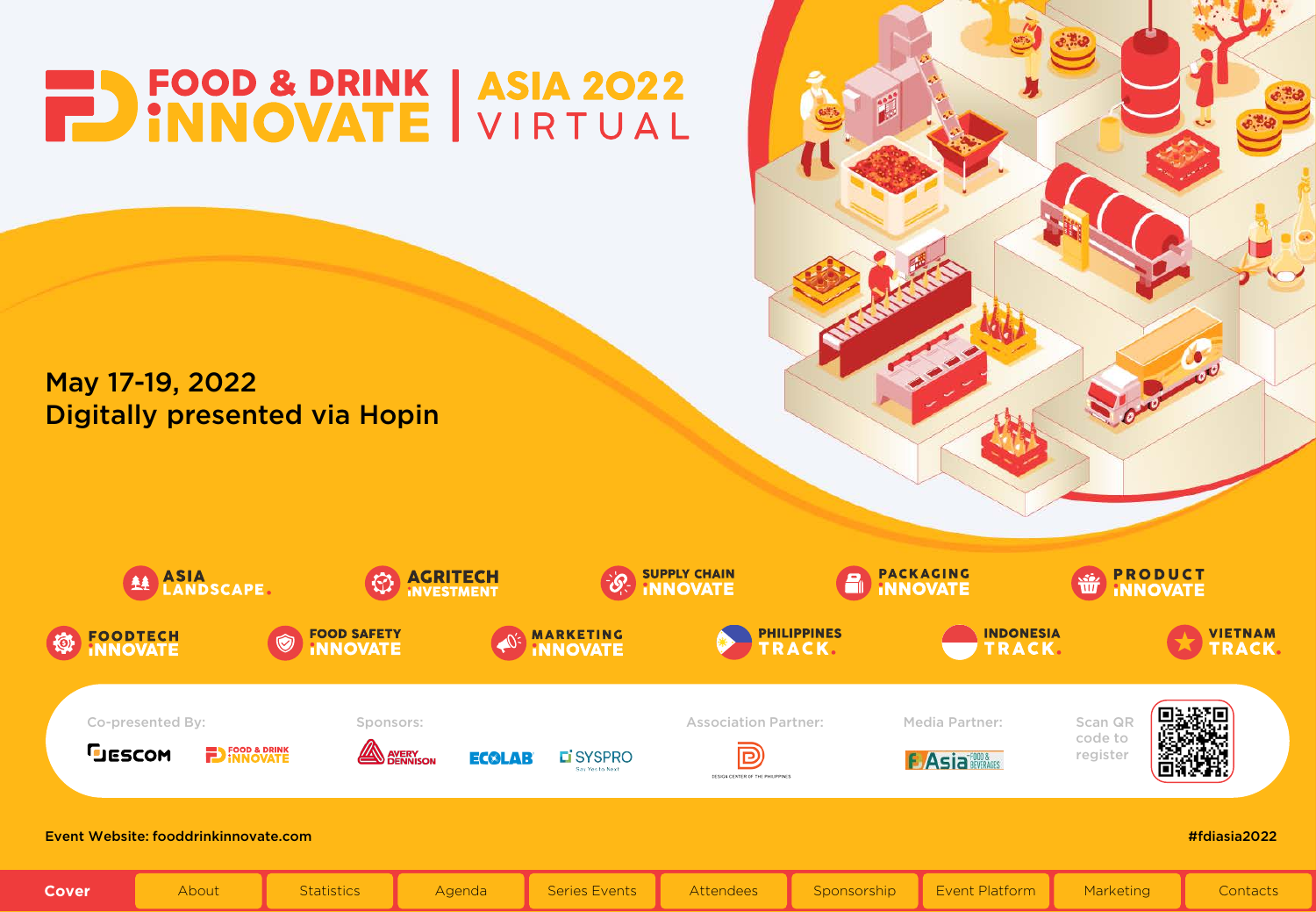# FOOD & DRINK INNOVATE | ASIA 2022 VIRTUAL

May 17-19, 2022
Digitally presented via Hopin

- ASIA LANDSCAPE.
- AGRITECH INVESTMENT
- SUPPLY CHAIN INNOVATE
- PACKAGING INNOVATE
- PRODUCT INNOVATE
- FOODTECH INNOVATE
- FOOD SAFETY INNOVATE
- MARKETING INNOVATE
- PHILIPPINES TRACK.
- INDONESIA TRACK.
- VIETNAM TRACK.

Co-presented By: JESCOM, FOOD & DRINK INNOVATE

Sponsors: AVERY DENNISON, ECOLAB, SYSPRO

Association Partner: DESIGN CENTER OF THE PHILIPPINES

Media Partner: FBAsia FOOD & BEVERAGES

Scan QR code to register

Event Website: fooddrinkinnovate.com

#fdiasia2022

Cover | About | Statistics | Agenda | Series Events | Attendees | Sponsorship | Event Platform | Marketing | Contacts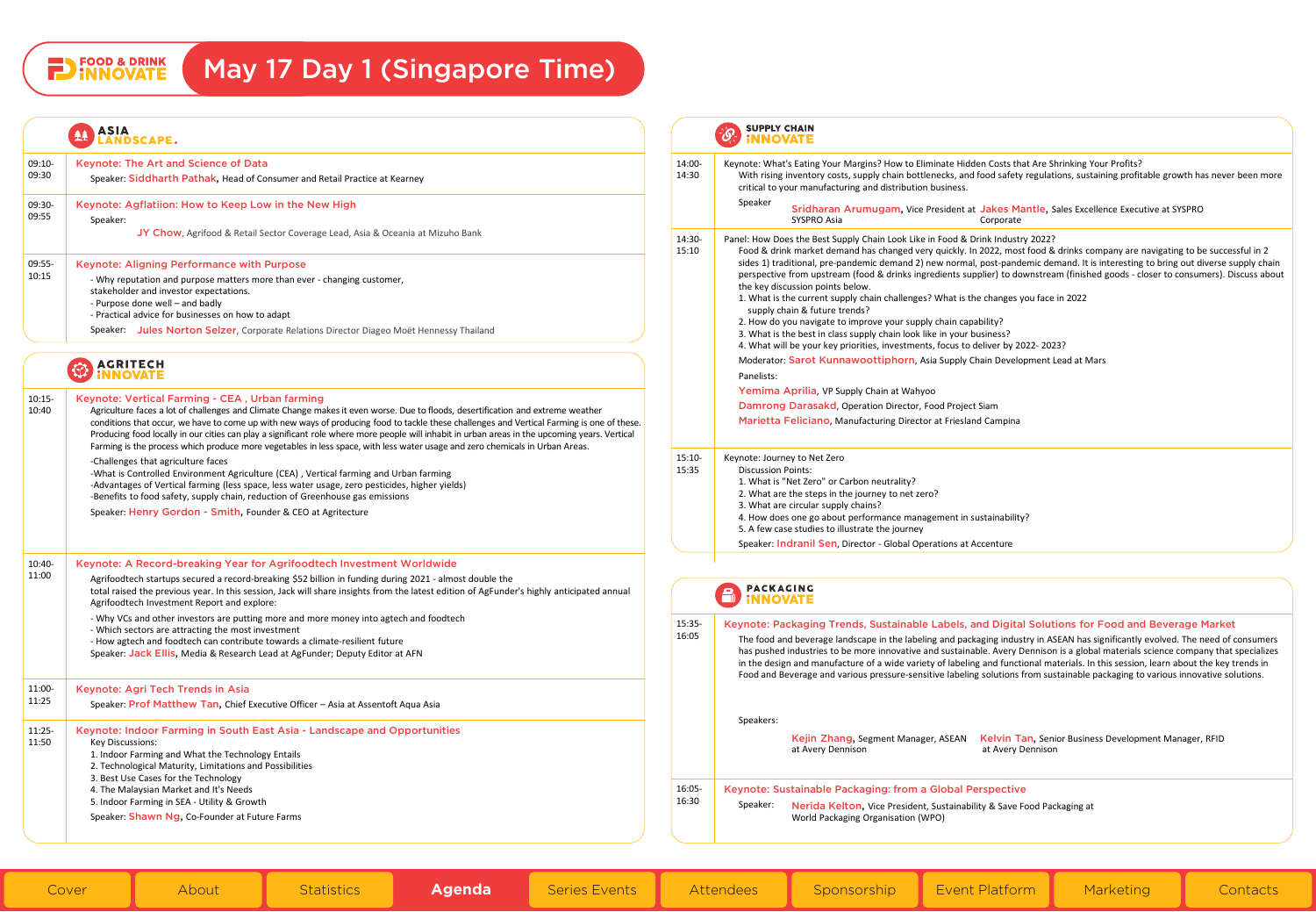# May 17 Day 1 (Singapore Time)

## ASIA LANDSCAPE.

**09:10-09:30**

Keynote: The Art and Science of Data

Speaker: Siddharth Pathak, Head of Consumer and Retail Practice at Kearney

**09:30-09:55**

Keynote: Agflatiion: How to Keep Low in the New High

Speaker:

JY Chow, Agrifood & Retail Sector Coverage Lead, Asia & Oceania at Mizuho Bank

**09:55-10:15**

Keynote: Aligning Performance with Purpose

- Why reputation and purpose matters more than ever - changing customer, stakeholder and investor expectations.
- Purpose done well – and badly
- Practical advice for businesses on how to adapt

Speaker: Jules Norton Selzer, Corporate Relations Director Diageo Moët Hennessy Thailand

## AGRITECH iNNOVATE

**10:15-10:40**

Keynote: Vertical Farming - CEA , Urban farming

Agriculture faces a lot of challenges and Climate Change makes it even worse. Due to floods, desertification and extreme weather conditions that occur, we have to come up with new ways of producing food to tackle these challenges and Vertical Farming is one of these. Producing food locally in our cities can play a significant role where more people will inhabit in urban areas in the upcoming years. Vertical Farming is the process which produce more vegetables in less space, with less water usage and zero chemicals in Urban Areas.

-Challenges that agriculture faces
-What is Controlled Environment Agriculture (CEA) , Vertical farming and Urban farming
-Advantages of Vertical farming (less space, less water usage, zero pesticides, higher yields)
-Benefits to food safety, supply chain, reduction of Greenhouse gas emissions

Speaker: Henry Gordon - Smith, Founder & CEO at Agritecture

**10:40-11:00**

Keynote: A Record-breaking Year for Agrifoodtech Investment Worldwide

Agrifoodtech startups secured a record-breaking $52 billion in funding during 2021 - almost double the total raised the previous year. In this session, Jack will share insights from the latest edition of AgFunder's highly anticipated annual Agrifoodtech Investment Report and explore:

- Why VCs and other investors are putting more and more money into agtech and foodtech
- Which sectors are attracting the most investment
- How agtech and foodtech can contribute towards a climate-resilient future

Speaker: Jack Ellis, Media & Research Lead at AgFunder; Deputy Editor at AFN

**11:00-11:25**

Keynote: Agri Tech Trends in Asia

Speaker: Prof Matthew Tan, Chief Executive Officer – Asia at Assentoft Aqua Asia

**11:25-11:50**

Keynote: Indoor Farming in South East Asia - Landscape and Opportunities

Key Discussions:

1. Indoor Farming and What the Technology Entails
2. Technological Maturity, Limitations and Possibilities
3. Best Use Cases for the Technology
4. The Malaysian Market and It's Needs
5. Indoor Farming in SEA - Utility & Growth

Speaker: Shawn Ng, Co-Founder at Future Farms

## SUPPLY CHAIN iNNOVATE

**14:00-14:30**

Keynote: What's Eating Your Margins? How to Eliminate Hidden Costs that Are Shrinking Your Profits?

With rising inventory costs, supply chain bottlenecks, and food safety regulations, sustaining profitable growth has never been more critical to your manufacturing and distribution business.

Speaker

Sridharan Arumugam, Vice President at SYSPRO Asia

Jakes Mantle, Sales Excellence Executive at SYSPRO Corporate

**14:30-15:10**

Panel: How Does the Best Supply Chain Look Like in Food & Drink Industry 2022?

Food & drink market demand has changed very quickly. In 2022, most food & drinks company are navigating to be successful in 2 sides 1) traditional, pre-pandemic demand 2) new normal, post-pandemic demand. It is interesting to bring out diverse supply chain perspective from upstream (food & drinks ingredients supplier) to downstream (finished goods - closer to consumers). Discuss about the key discussion points below.

1. What is the current supply chain challenges? What is the changes you face in 2022 supply chain & future trends?
2. How do you navigate to improve your supply chain capability?
3. What is the best in class supply chain look like in your business?
4. What will be your key priorities, investments, focus to deliver by 2022- 2023?

Moderator: Sarot Kunnawoottiphorn, Asia Supply Chain Development Lead at Mars

Panelists:

Yemima Aprilia, VP Supply Chain at Wahyoo

Damrong Darasakd, Operation Director, Food Project Siam

Marietta Feliciano, Manufacturing Director at Friesland Campina

**15:10-15:35**

Keynote: Journey to Net Zero

Discussion Points:

1. What is "Net Zero" or Carbon neutrality?
2. What are the steps in the journey to net zero?
3. What are circular supply chains?
4. How does one go about performance management in sustainability?
5. A few case studies to illustrate the journey

Speaker: Indranil Sen, Director - Global Operations at Accenture

## PACKAGING iNNOVATE

**15:35-16:05**

Keynote: Packaging Trends, Sustainable Labels, and Digital Solutions for Food and Beverage Market

The food and beverage landscape in the labeling and packaging industry in ASEAN has significantly evolved. The need of consumers has pushed industries to be more innovative and sustainable. Avery Dennison is a global materials science company that specializes in the design and manufacture of a wide variety of labeling and functional materials. In this session, learn about the key trends in Food and Beverage and various pressure-sensitive labeling solutions from sustainable packaging to various innovative solutions.

Speakers:

Kejin Zhang, Segment Manager, ASEAN at Avery Dennison

Kelvin Tan, Senior Business Development Manager, RFID at Avery Dennison

**16:05-16:30**

Keynote: Sustainable Packaging: from a Global Perspective

Speaker: Nerida Kelton, Vice President, Sustainability & Save Food Packaging at World Packaging Organisation (WPO)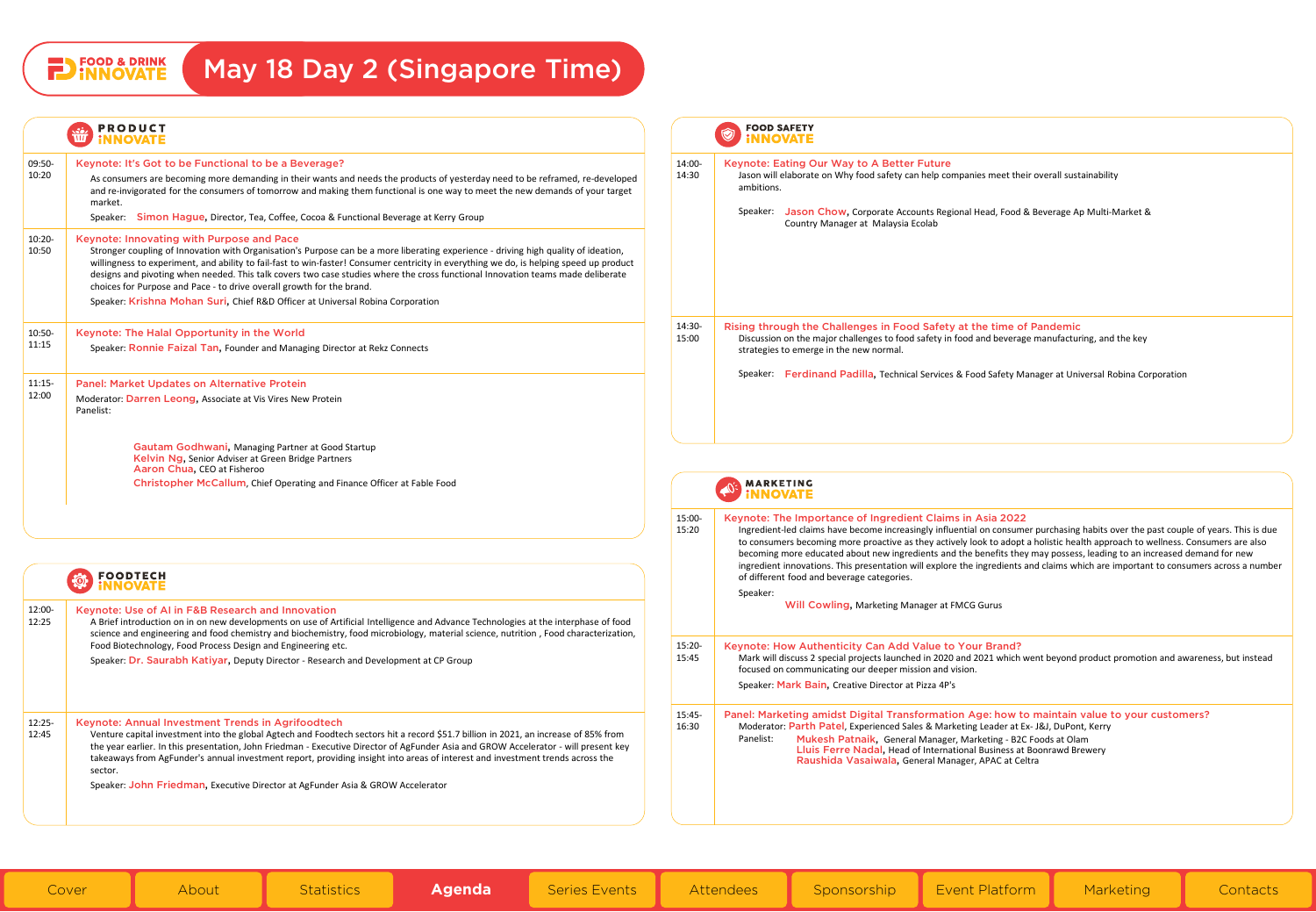# May 18 Day 2 (Singapore Time)

## PRODUCT iNNOVATE

**09:50-10:20**

**Keynote: It's Got to be Functional to be a Beverage?**

As consumers are becoming more demanding in their wants and needs the products of yesterday need to be reframed, re-developed and re-invigorated for the consumers of tomorrow and making them functional is one way to meet the new demands of your target market.

Speaker: **Simon Hague**, Director, Tea, Coffee, Cocoa & Functional Beverage at Kerry Group

**10:20-10:50**

**Keynote: Innovating with Purpose and Pace**

Stronger coupling of Innovation with Organisation's Purpose can be a more liberating experience - driving high quality of ideation, willingness to experiment, and ability to fail-fast to win-faster! Consumer centricity in everything we do, is helping speed up product designs and pivoting when needed. This talk covers two case studies where the cross functional Innovation teams made deliberate choices for Purpose and Pace - to drive overall growth for the brand.

Speaker: **Krishna Mohan Suri**, Chief R&D Officer at Universal Robina Corporation

**10:50-11:15**

**Keynote: The Halal Opportunity in the World**

Speaker: **Ronnie Faizal Tan**, Founder and Managing Director at Rekz Connects

**11:15-12:00**

**Panel: Market Updates on Alternative Protein**

Moderator: **Darren Leong**, Associate at Vis Vires New Protein

Panelist:

- **Gautam Godhwani**, Managing Partner at Good Startup
- **Kelvin Ng**, Senior Adviser at Green Bridge Partners
- **Aaron Chua**, CEO at Fisheroo
- **Christopher McCallum**, Chief Operating and Finance Officer at Fable Food

## FOODTECH iNNOVATE

**12:00-12:25**

**Keynote: Use of AI in F&B Research and Innovation**

A Brief introduction on in on new developments on use of Artificial Intelligence and Advance Technologies at the interphase of food science and engineering and food chemistry and biochemistry, food microbiology, material science, nutrition , Food characterization, Food Biotechnology, Food Process Design and Engineering etc.

Speaker: **Dr. Saurabh Katiyar**, Deputy Director - Research and Development at CP Group

**12:25-12:45**

**Keynote: Annual Investment Trends in Agrifoodtech**

Venture capital investment into the global Agtech and Foodtech sectors hit a record $51.7 billion in 2021, an increase of 85% from the year earlier. In this presentation, John Friedman - Executive Director of AgFunder Asia and GROW Accelerator - will present key takeaways from AgFunder's annual investment report, providing insight into areas of interest and investment trends across the sector.

Speaker: **John Friedman**, Executive Director at AgFunder Asia & GROW Accelerator

## FOOD SAFETY iNNOVATE

**14:00-14:30**

**Keynote: Eating Our Way to A Better Future**

Jason will elaborate on Why food safety can help companies meet their overall sustainability ambitions.

Speaker: **Jason Chow**, Corporate Accounts Regional Head, Food & Beverage Ap Multi-Market & Country Manager at Malaysia Ecolab

**14:30-15:00**

**Rising through the Challenges in Food Safety at the time of Pandemic**

Discussion on the major challenges to food safety in food and beverage manufacturing, and the key strategies to emerge in the new normal.

Speaker: **Ferdinand Padilla**, Technical Services & Food Safety Manager at Universal Robina Corporation

## MARKETING iNNOVATE

**15:00-15:20**

**Keynote: The Importance of Ingredient Claims in Asia 2022**

Ingredient-led claims have become increasingly influential on consumer purchasing habits over the past couple of years. This is due to consumers becoming more proactive as they actively look to adopt a holistic health approach to wellness. Consumers are also becoming more educated about new ingredients and the benefits they may possess, leading to an increased demand for new ingredient innovations. This presentation will explore the ingredients and claims which are important to consumers across a number of different food and beverage categories.

Speaker:

**Will Cowling**, Marketing Manager at FMCG Gurus

**15:20-15:45**

**Keynote: How Authenticity Can Add Value to Your Brand?**

Mark will discuss 2 special projects launched in 2020 and 2021 which went beyond product promotion and awareness, but instead focused on communicating our deeper mission and vision.

Speaker: **Mark Bain**, Creative Director at Pizza 4P's

**15:45-16:30**

**Panel: Marketing amidst Digital Transformation Age: how to maintain value to your customers?**

Moderator: **Parth Patel**, Experienced Sales & Marketing Leader at Ex- J&J, DuPont, Kerry

Panelist:

- **Mukesh Patnaik**, General Manager, Marketing - B2C Foods at Olam
- **Lluis Ferre Nadal**, Head of International Business at Boonrawd Brewery
- **Raushida Vasaiwala**, General Manager, APAC at Celtra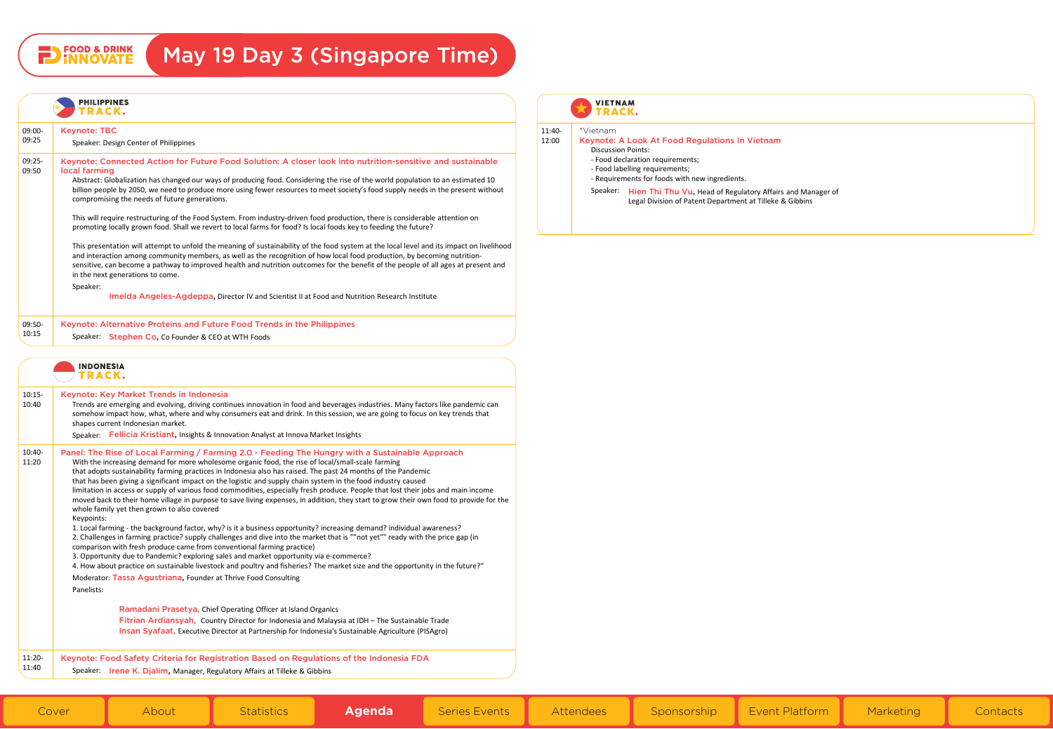# May 19 Day 3 (Singapore Time)

## PHILIPPINES TRACK.

**09:00-09:25**

**Keynote: TBC**

Speaker: Design Center of Philippines

**09:25-09:50**

**Keynote: Connected Action for Future Food Solution: A closer look into nutrition-sensitive and sustainable local farming**

Abstract: Globalization has changed our ways of producing food. Considering the rise of the world population to an estimated 10 billion people by 2050, we need to produce more using fewer resources to meet society's food supply needs in the present without compromising the needs of future generations.

This will require restructuring of the Food System. From industry-driven food production, there is considerable attention on promoting locally grown food. Shall we revert to local farms for food? Is local foods key to feeding the future?

This presentation will attempt to unfold the meaning of sustainability of the food system at the local level and its impact on livelihood and interaction among community members, as well as the recognition of how local food production, by becoming nutrition-sensitive, can become a pathway to improved health and nutrition outcomes for the benefit of the people of all ages at present and in the next generations to come.

Speaker:

**Imelda Angeles-Agdeppa,** Director IV and Scientist II at Food and Nutrition Research Institute

**09:50-10:15**

**Keynote: Alternative Proteins and Future Food Trends in the Philippines**

Speaker: **Stephen Co,** Co Founder & CEO at WTH Foods

## INDONESIA TRACK.

**10:15-10:40**

**Keynote: Key Market Trends in Indonesia**

Trends are emerging and evolving, driving continues innovation in food and beverages industries. Many factors like pandemic can somehow impact how, what, where and why consumers eat and drink. In this session, we are going to focus on key trends that shapes current Indonesian market.

Speaker: **Fellicia Kristiant,** Insights & Innovation Analyst at Innova Market Insights

**10:40-11:20**

**Panel: The Rise of Local Farming / Farming 2.0 - Feeding The Hungry with a Sustainable Approach**

With the increasing demand for more wholesome organic food, the rise of local/small-scale farming that adopts sustainability farming practices in Indonesia also has raised. The past 24 months of the Pandemic that has been giving a significant impact on the logistic and supply chain system in the food industry caused limitation in access or supply of various food commodities, especially fresh produce. People that lost their jobs and main income moved back to their home village in purpose to save living expenses, in addition, they start to grow their own food to provide for the whole family yet then grown to also covered

Keypoints:

1. Local farming - the background factor, why? is it a business opportunity? increasing demand? individual awareness?
2. Challenges in farming practice? supply challenges and dive into the market that is ""not yet"" ready with the price gap (in comparison with fresh produce came from conventional farming practice)
3. Opportunity due to Pandemic? exploring sales and market opportunity via e-commerce?
4. How about practice on sustainable livestock and poultry and fisheries? The market size and the opportunity in the future?"

Moderator: **Tassa Agustriana,** Founder at Thrive Food Consulting

Panelists:

**Ramadani Prasetya,** Chief Operating Officer at Island Organics
**Fitrian Ardiansyah,** Country Director for Indonesia and Malaysia at IDH – The Sustainable Trade
**Insan Syafaat,** Executive Director at Partnership for Indonesia's Sustainable Agriculture (PISAgro)

**11:20-11:40**

**Keynote: Food Safety Criteria for Registration Based on Regulations of the Indonesia FDA**

Speaker: **Irene K. Djalim,** Manager, Regulatory Affairs at Tilleke & Gibbins

## VIETNAM TRACK.

**11:40-12:00**

*Vietnam

**Keynote: A Look At Food Regulations In Vietnam**

Discussion Points:

- Food declaration requirements;
- Food labelling requirements;
- Requirements for foods with new ingredients.

Speaker: **Hien Thi Thu Vu,** Head of Regulatory Affairs and Manager of Legal Division of Patent Department at Tilleke & Gibbins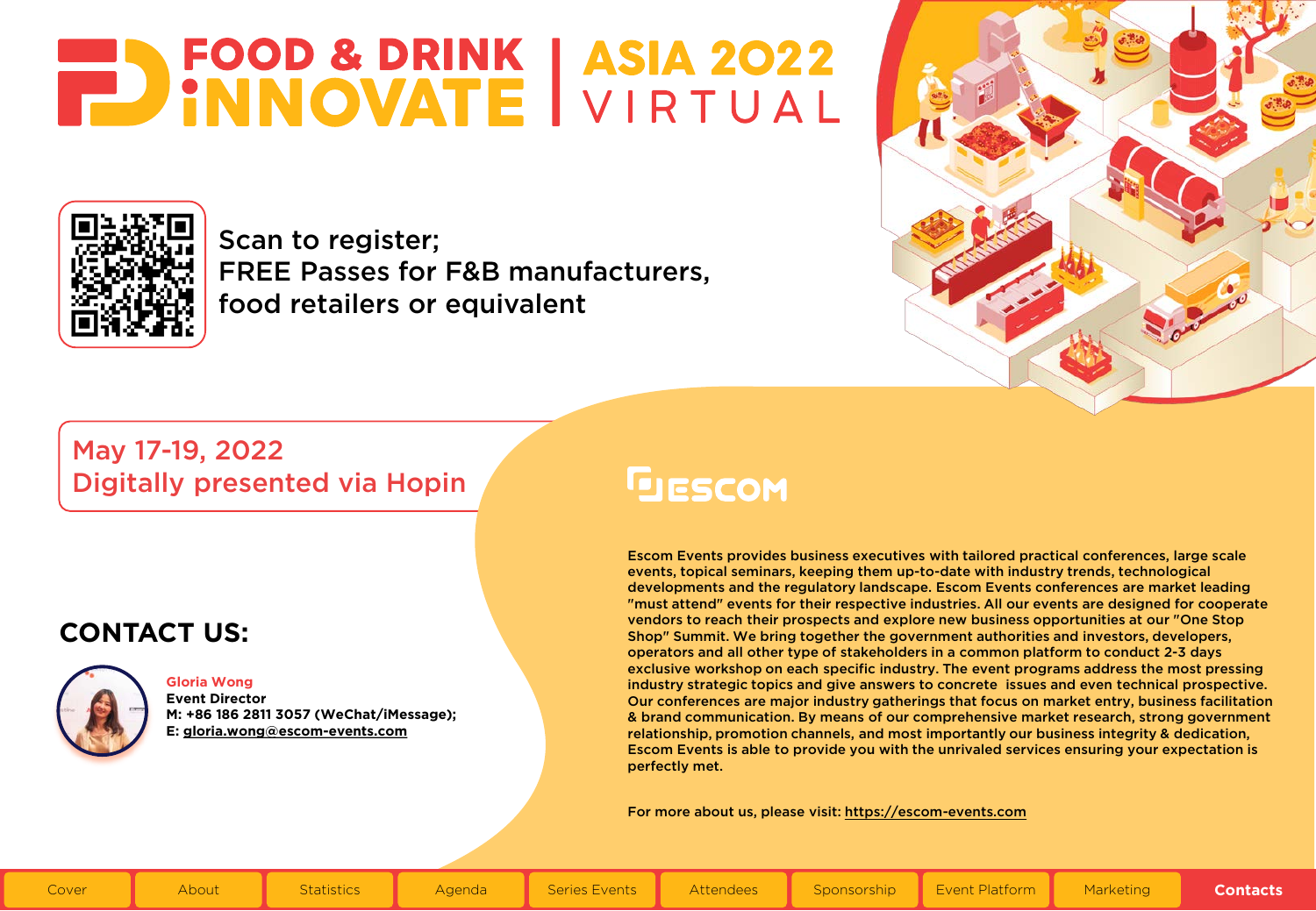# FOOD & DRINK INNOVATE | ASIA 2022 VIRTUAL

Scan to register;
FREE Passes for F&B manufacturers, food retailers or equivalent

May 17-19, 2022
Digitally presented via Hopin

## CONTACT US:

Gloria Wong
**Event Director**
**M: +86 186 2811 3057 (WeChat/iMessage);**
**E: gloria.wong@escom-events.com**

ESCOM

Escom Events provides business executives with tailored practical conferences, large scale events, topical seminars, keeping them up-to-date with industry trends, technological developments and the regulatory landscape. Escom Events conferences are market leading "must attend" events for their respective industries. All our events are designed for cooperate vendors to reach their prospects and explore new business opportunities at our "One Stop Shop" Summit. We bring together the government authorities and investors, developers, operators and all other type of stakeholders in a common platform to conduct 2-3 days exclusive workshop on each specific industry. The event programs address the most pressing industry strategic topics and give answers to concrete issues and even technical prospective. Our conferences are major industry gatherings that focus on market entry, business facilitation & brand communication. By means of our comprehensive market research, strong government relationship, promotion channels, and most importantly our business integrity & dedication, Escom Events is able to provide you with the unrivaled services ensuring your expectation is perfectly met.

For more about us, please visit: https://escom-events.com

Cover | About | Statistics | Agenda | Series Events | Attendees | Sponsorship | Event Platform | Marketing | **Contacts**